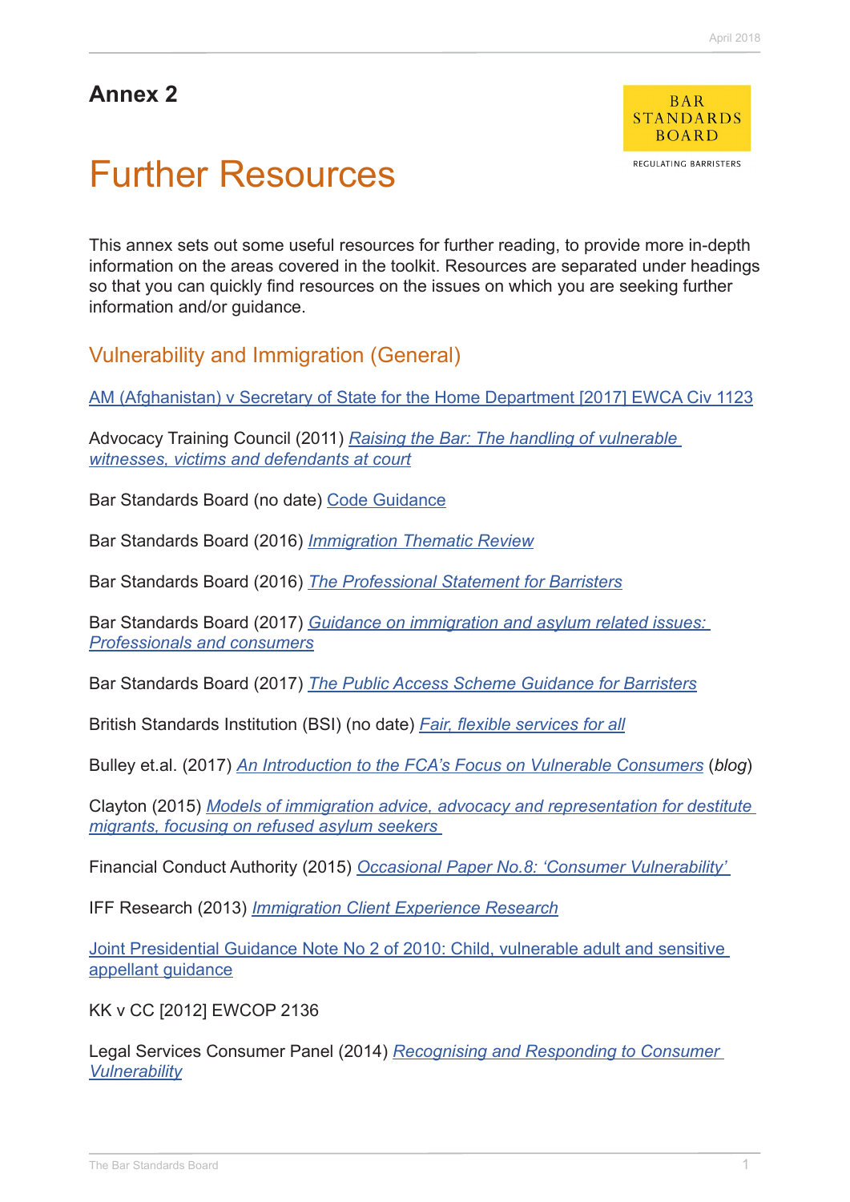## Annex 2

# Further Resources

This annex sets out some useful resources for further reading, to provide more in-depth information on the areas covered in the toolkit. Resources are separated under headings so that you can quickly find resources on the issues on which you are seeking further information and/or guidance.

## Vulnerability and Immigration (General)

AM (Afghanistan) v Secretary of State for the Home Department [2017] EWCA Civ 1123

Advocacy Training Council (2011) *Raising the Bar: The handling of vulnerable witnesses, victims and defendants at court*

Bar Standards Board (no date) Code Guidance

Bar Standards Board (2016) *Immigration Thematic Review*

Bar Standards Board (2016) *The Professional Statement for Barristers*

Bar Standards Board (2017) *Guidance on immigration and asylum related issues: Professionals and consumers*

Bar Standards Board (2017) *The Public Access Scheme Guidance for Barristers*

British Standards Institution (BSI) (no date) *Fair, flexible services for all*

Bulley et.al. (2017) *An Introduction to the FCA's Focus on Vulnerable Consumers* (*blog*)

Clayton (2015) *Models of immigration advice, advocacy and representation for destitute migrants, focusing on refused asylum seekers*

Financial Conduct Authority (2015) *Occasional Paper No.8: 'Consumer Vulnerability'*

IFF Research (2013) *Immigration Client Experience Research*

Joint Presidential Guidance Note No 2 of 2010: Child, vulnerable adult and sensitive appellant guidance

KK v CC [2012] EWCOP 2136

Legal Services Consumer Panel (2014) *Recognising and Responding to Consumer Vulnerability*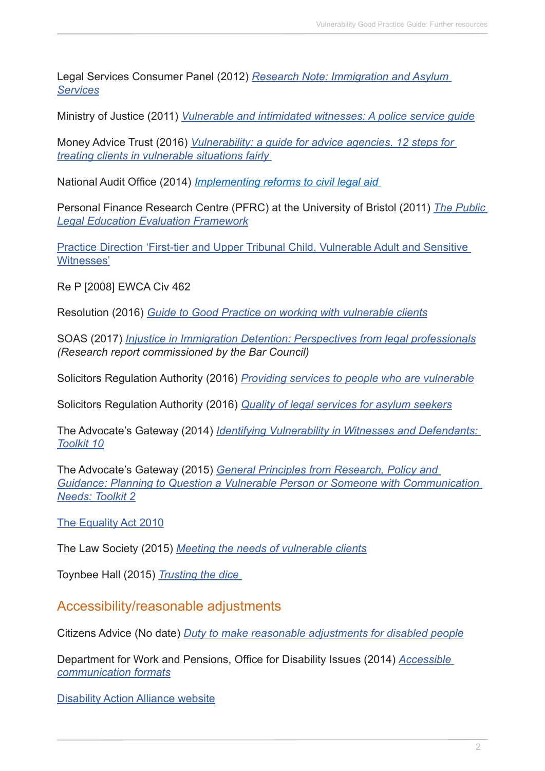Legal Services Consumer Panel (2012) *Research Note: Immigration and Asylum Services*

Ministry of Justice (2011) *Vulnerable and intimidated witnesses: A police service guide*

Money Advice Trust (2016) *Vulnerability: a guide for advice agencies. 12 steps for treating clients in vulnerable situations fairly*

National Audit Office (2014) *Implementing reforms to civil legal aid*

Personal Finance Research Centre (PFRC) at the University of Bristol (2011) *The Public Legal Education Evaluation Framework*

Practice Direction 'First-tier and Upper Tribunal Child, Vulnerable Adult and Sensitive Witnesses'

Re P [2008] EWCA Civ 462

Resolution (2016) *Guide to Good Practice on working with vulnerable clients*

SOAS (2017) *Injustice in Immigration Detention: Perspectives from legal professionals (Research report commissioned by the Bar Council)*

Solicitors Regulation Authority (2016) *Providing services to people who are vulnerable*

Solicitors Regulation Authority (2016) *Quality of legal services for asylum seekers*

The Advocate's Gateway (2014) *Identifying Vulnerability in Witnesses and Defendants: Toolkit 10*

The Advocate's Gateway (2015) *General Principles from Research, Policy and Guidance: Planning to Question a Vulnerable Person or Someone with Communication Needs: Toolkit 2*

The Equality Act 2010

The Law Society (2015) *Meeting the needs of vulnerable clients*

Toynbee Hall (2015) *Trusting the dice*

## Accessibility/reasonable adjustments

Citizens Advice (No date) *Duty to make reasonable adjustments for disabled people*

Department for Work and Pensions, Office for Disability Issues (2014) *Accessible communication formats*

Disability Action Alliance website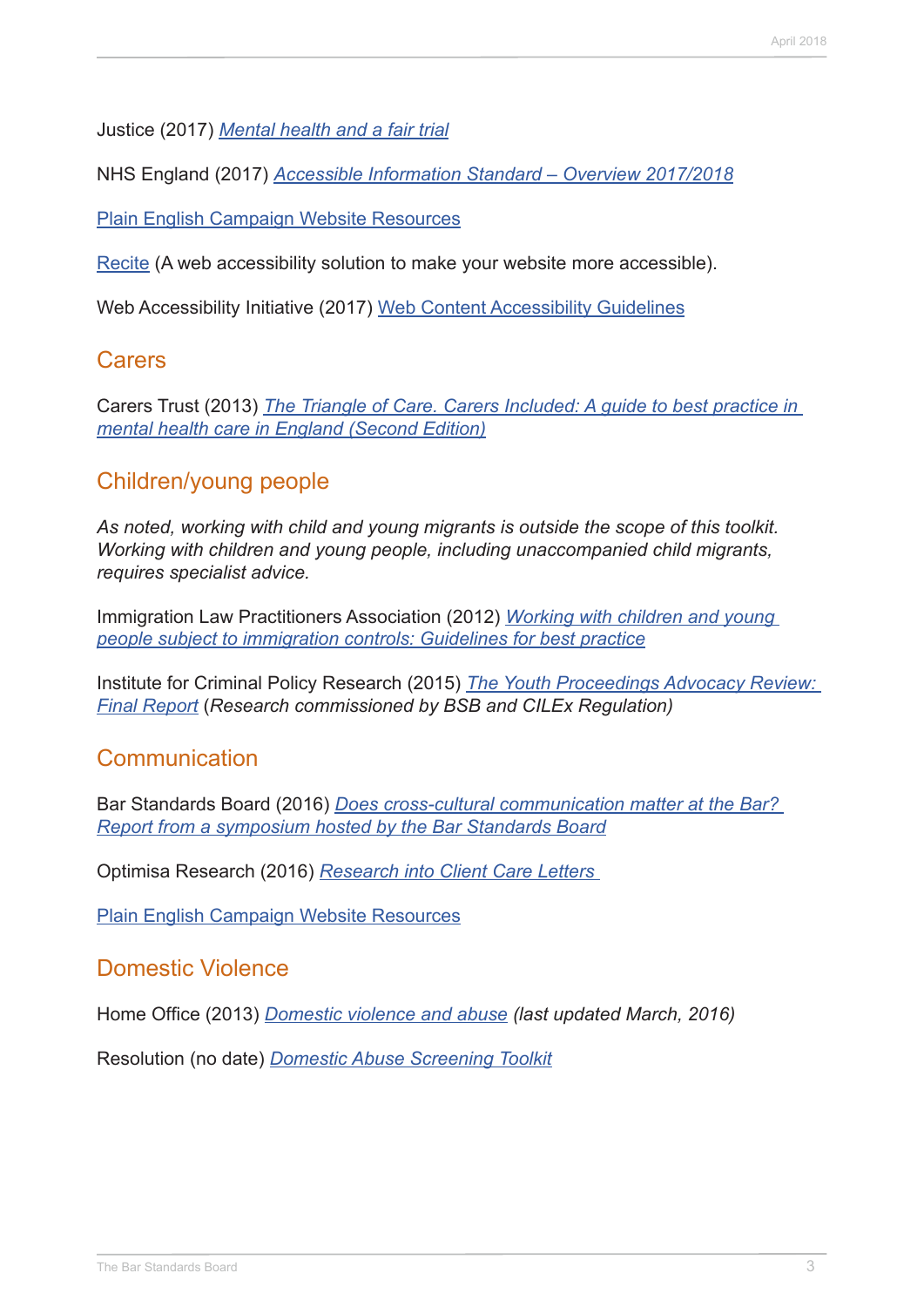Justice (2017) *Mental health and a fair trial*

NHS England (2017) *Accessible Information Standard – Overview 2017/2018*

Plain English Campaign Website Resources

Recite (A web accessibility solution to make your website more accessible).

Web Accessibility Initiative (2017) Web Content Accessibility Guidelines

## Carers

Carers Trust (2013) *The Triangle of Care. Carers Included: A guide to best practice in mental health care in England (Second Edition)*

## Children/young people

*As noted, working with child and young migrants is outside the scope of this toolkit. Working with children and young people, including unaccompanied child migrants, requires specialist advice.*

Immigration Law Practitioners Association (2012) *Working with children and young people subject to immigration controls: Guidelines for best practice*

Institute for Criminal Policy Research (2015) *The Youth Proceedings Advocacy Review: Final Report* (*Research commissioned by BSB and CILEx Regulation)*

## Communication

Bar Standards Board (2016) *Does cross-cultural communication matter at the Bar? Report from a symposium hosted by the Bar Standards Board*

Optimisa Research (2016) *Research into Client Care Letters*

Plain English Campaign Website Resources

## Domestic Violence

Home Office (2013) *Domestic violence and abuse (last updated March, 2016)*

Resolution (no date) *Domestic Abuse Screening Toolkit*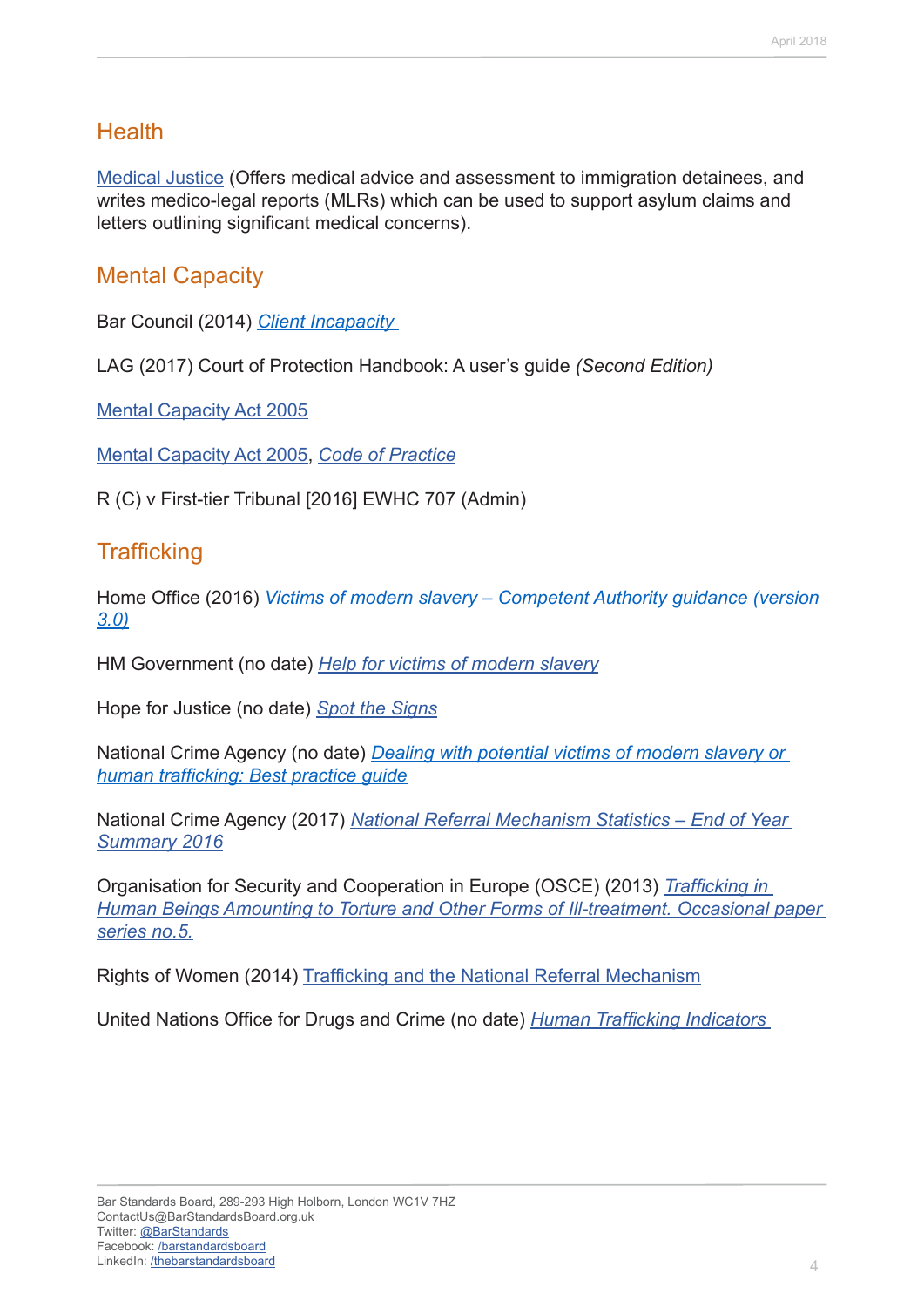## Health

[Medical Justice] (Offers medical advice and assessment to immigration detainees, and writes medico-legal reports (MLRs) which can be used to support asylum claims and letters outlining significant medical concerns).

## Mental Capacity

Bar Council (2014) *Client Incapacity*

LAG (2017) Court of Protection Handbook: A user's guide *(Second Edition)*

Mental Capacity Act 2005

Mental Capacity Act 2005, *Code of Practice*

R (C) v First-tier Tribunal [2016] EWHC 707 (Admin)

## Trafficking

Home Office (2016) *Victims of modern slavery – Competent Authority guidance (version 3.0)*

HM Government (no date) *Help for victims of modern slavery*

Hope for Justice (no date) *Spot the Signs*

National Crime Agency (no date) *Dealing with potential victims of modern slavery or human trafficking: Best practice guide*

National Crime Agency (2017) *National Referral Mechanism Statistics – End of Year Summary 2016*

Organisation for Security and Cooperation in Europe (OSCE) (2013) *Trafficking in Human Beings Amounting to Torture and Other Forms of Ill-treatment. Occasional paper series no.5.*

Rights of Women (2014) Trafficking and the National Referral Mechanism

United Nations Office for Drugs and Crime (no date) *Human Trafficking Indicators*

Bar Standards Board, 289-293 High Holborn, London WC1V 7HZ
ContactUs@BarStandardsBoard.org.uk
Twitter: @BarStandards
Facebook: /barstandardsboard
LinkedIn: /thebarstandardsboard